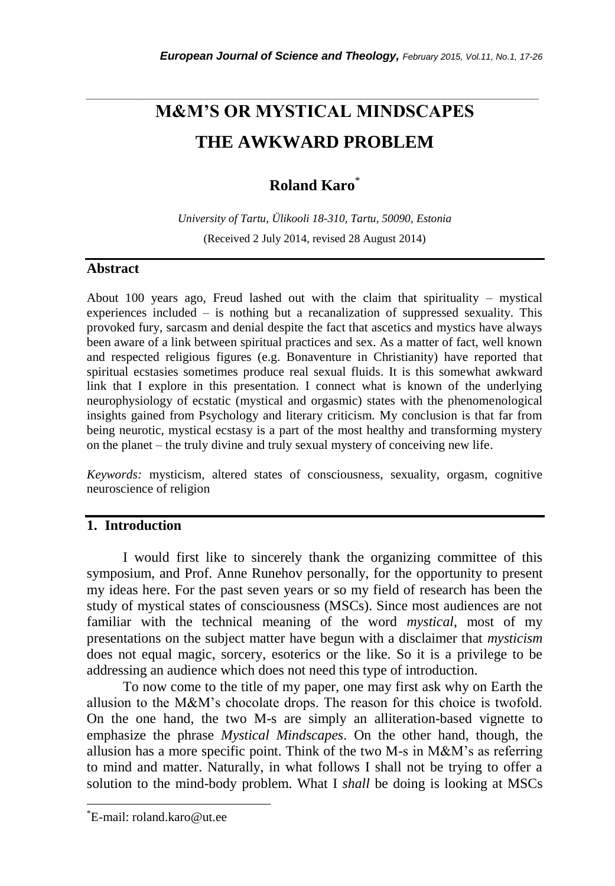# M&M'S OR MYSTICAL MINDSCAPES
# THE AWKWARD PROBLEM

**Roland Karo***

*University of Tartu, Ülikooli 18-310, Tartu, 50090, Estonia*

(Received 2 July 2014, revised 28 August 2014)

## Abstract

About 100 years ago, Freud lashed out with the claim that spirituality – mystical experiences included – is nothing but a recanalization of suppressed sexuality. This provoked fury, sarcasm and denial despite the fact that ascetics and mystics have always been aware of a link between spiritual practices and sex. As a matter of fact, well known and respected religious figures (e.g. Bonaventure in Christianity) have reported that spiritual ecstasies sometimes produce real sexual fluids. It is this somewhat awkward link that I explore in this presentation. I connect what is known of the underlying neurophysiology of ecstatic (mystical and orgasmic) states with the phenomenological insights gained from Psychology and literary criticism. My conclusion is that far from being neurotic, mystical ecstasy is a part of the most healthy and transforming mystery on the planet – the truly divine and truly sexual mystery of conceiving new life.

*Keywords:* mysticism, altered states of consciousness, sexuality, orgasm, cognitive neuroscience of religion

## 1. Introduction

I would first like to sincerely thank the organizing committee of this symposium, and Prof. Anne Runehov personally, for the opportunity to present my ideas here. For the past seven years or so my field of research has been the study of mystical states of consciousness (MSCs). Since most audiences are not familiar with the technical meaning of the word *mystical*, most of my presentations on the subject matter have begun with a disclaimer that *mysticism* does not equal magic, sorcery, esoterics or the like. So it is a privilege to be addressing an audience which does not need this type of introduction.

To now come to the title of my paper, one may first ask why on Earth the allusion to the M&M's chocolate drops. The reason for this choice is twofold. On the one hand, the two M-s are simply an alliteration-based vignette to emphasize the phrase *Mystical Mindscapes*. On the other hand, though, the allusion has a more specific point. Think of the two M-s in M&M's as referring to mind and matter. Naturally, in what follows I shall not be trying to offer a solution to the mind-body problem. What I *shall* be doing is looking at MSCs

---

*E-mail: roland.karo@ut.ee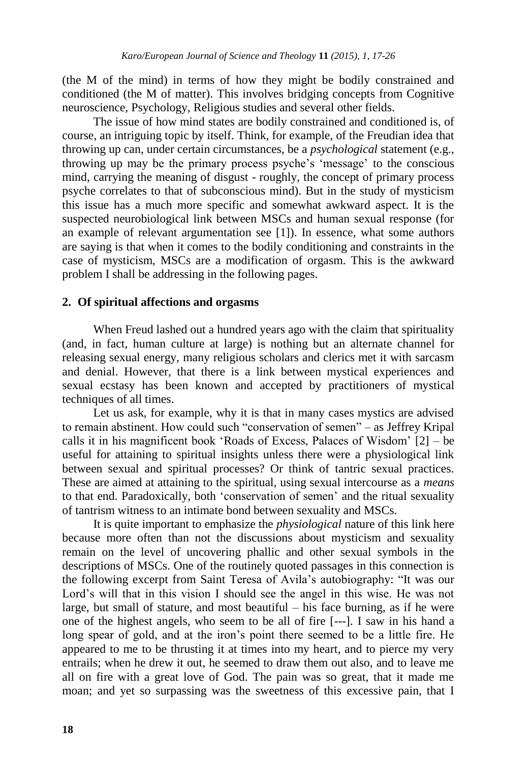(the M of the mind) in terms of how they might be bodily constrained and conditioned (the M of matter). This involves bridging concepts from Cognitive neuroscience, Psychology, Religious studies and several other fields.

The issue of how mind states are bodily constrained and conditioned is, of course, an intriguing topic by itself. Think, for example, of the Freudian idea that throwing up can, under certain circumstances, be a *psychological* statement (e.g., throwing up may be the primary process psyche's 'message' to the conscious mind, carrying the meaning of disgust - roughly, the concept of primary process psyche correlates to that of subconscious mind). But in the study of mysticism this issue has a much more specific and somewhat awkward aspect. It is the suspected neurobiological link between MSCs and human sexual response (for an example of relevant argumentation see [1]). In essence, what some authors are saying is that when it comes to the bodily conditioning and constraints in the case of mysticism, MSCs are a modification of orgasm. This is the awkward problem I shall be addressing in the following pages.

## 2. Of spiritual affections and orgasms

When Freud lashed out a hundred years ago with the claim that spirituality (and, in fact, human culture at large) is nothing but an alternate channel for releasing sexual energy, many religious scholars and clerics met it with sarcasm and denial. However, that there is a link between mystical experiences and sexual ecstasy has been known and accepted by practitioners of mystical techniques of all times.

Let us ask, for example, why it is that in many cases mystics are advised to remain abstinent. How could such "conservation of semen" – as Jeffrey Kripal calls it in his magnificent book 'Roads of Excess, Palaces of Wisdom' [2] – be useful for attaining to spiritual insights unless there were a physiological link between sexual and spiritual processes? Or think of tantric sexual practices. These are aimed at attaining to the spiritual, using sexual intercourse as a *means* to that end. Paradoxically, both 'conservation of semen' and the ritual sexuality of tantrism witness to an intimate bond between sexuality and MSCs.

It is quite important to emphasize the *physiological* nature of this link here because more often than not the discussions about mysticism and sexuality remain on the level of uncovering phallic and other sexual symbols in the descriptions of MSCs. One of the routinely quoted passages in this connection is the following excerpt from Saint Teresa of Avila's autobiography: "It was our Lord's will that in this vision I should see the angel in this wise. He was not large, but small of stature, and most beautiful – his face burning, as if he were one of the highest angels, who seem to be all of fire [---]. I saw in his hand a long spear of gold, and at the iron's point there seemed to be a little fire. He appeared to me to be thrusting it at times into my heart, and to pierce my very entrails; when he drew it out, he seemed to draw them out also, and to leave me all on fire with a great love of God. The pain was so great, that it made me moan; and yet so surpassing was the sweetness of this excessive pain, that I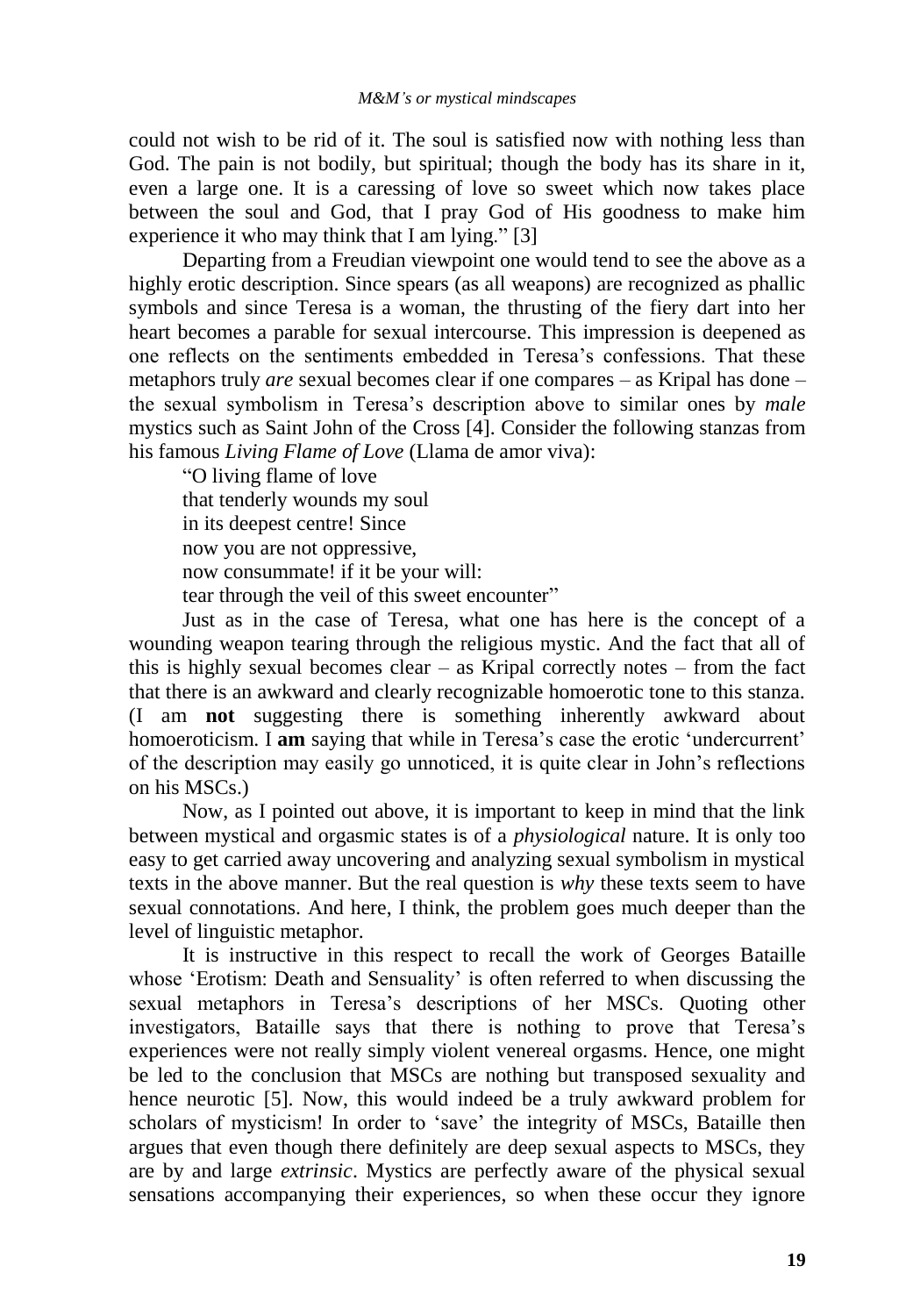could not wish to be rid of it. The soul is satisfied now with nothing less than God. The pain is not bodily, but spiritual; though the body has its share in it, even a large one. It is a caressing of love so sweet which now takes place between the soul and God, that I pray God of His goodness to make him experience it who may think that I am lying." [3]

Departing from a Freudian viewpoint one would tend to see the above as a highly erotic description. Since spears (as all weapons) are recognized as phallic symbols and since Teresa is a woman, the thrusting of the fiery dart into her heart becomes a parable for sexual intercourse. This impression is deepened as one reflects on the sentiments embedded in Teresa's confessions. That these metaphors truly *are* sexual becomes clear if one compares – as Kripal has done – the sexual symbolism in Teresa's description above to similar ones by *male* mystics such as Saint John of the Cross [4]. Consider the following stanzas from his famous *Living Flame of Love* (Llama de amor viva):

"O living flame of love  
that tenderly wounds my soul  
in its deepest centre! Since  
now you are not oppressive,  
now consummate! if it be your will:  
tear through the veil of this sweet encounter"

Just as in the case of Teresa, what one has here is the concept of a wounding weapon tearing through the religious mystic. And the fact that all of this is highly sexual becomes clear – as Kripal correctly notes – from the fact that there is an awkward and clearly recognizable homoerotic tone to this stanza. (I am **not** suggesting there is something inherently awkward about homoeroticism. I **am** saying that while in Teresa's case the erotic 'undercurrent' of the description may easily go unnoticed, it is quite clear in John's reflections on his MSCs.)

Now, as I pointed out above, it is important to keep in mind that the link between mystical and orgasmic states is of a *physiological* nature. It is only too easy to get carried away uncovering and analyzing sexual symbolism in mystical texts in the above manner. But the real question is *why* these texts seem to have sexual connotations. And here, I think, the problem goes much deeper than the level of linguistic metaphor.

It is instructive in this respect to recall the work of Georges Bataille whose 'Erotism: Death and Sensuality' is often referred to when discussing the sexual metaphors in Teresa's descriptions of her MSCs. Quoting other investigators, Bataille says that there is nothing to prove that Teresa's experiences were not really simply violent venereal orgasms. Hence, one might be led to the conclusion that MSCs are nothing but transposed sexuality and hence neurotic [5]. Now, this would indeed be a truly awkward problem for scholars of mysticism! In order to 'save' the integrity of MSCs, Bataille then argues that even though there definitely are deep sexual aspects to MSCs, they are by and large *extrinsic*. Mystics are perfectly aware of the physical sexual sensations accompanying their experiences, so when these occur they ignore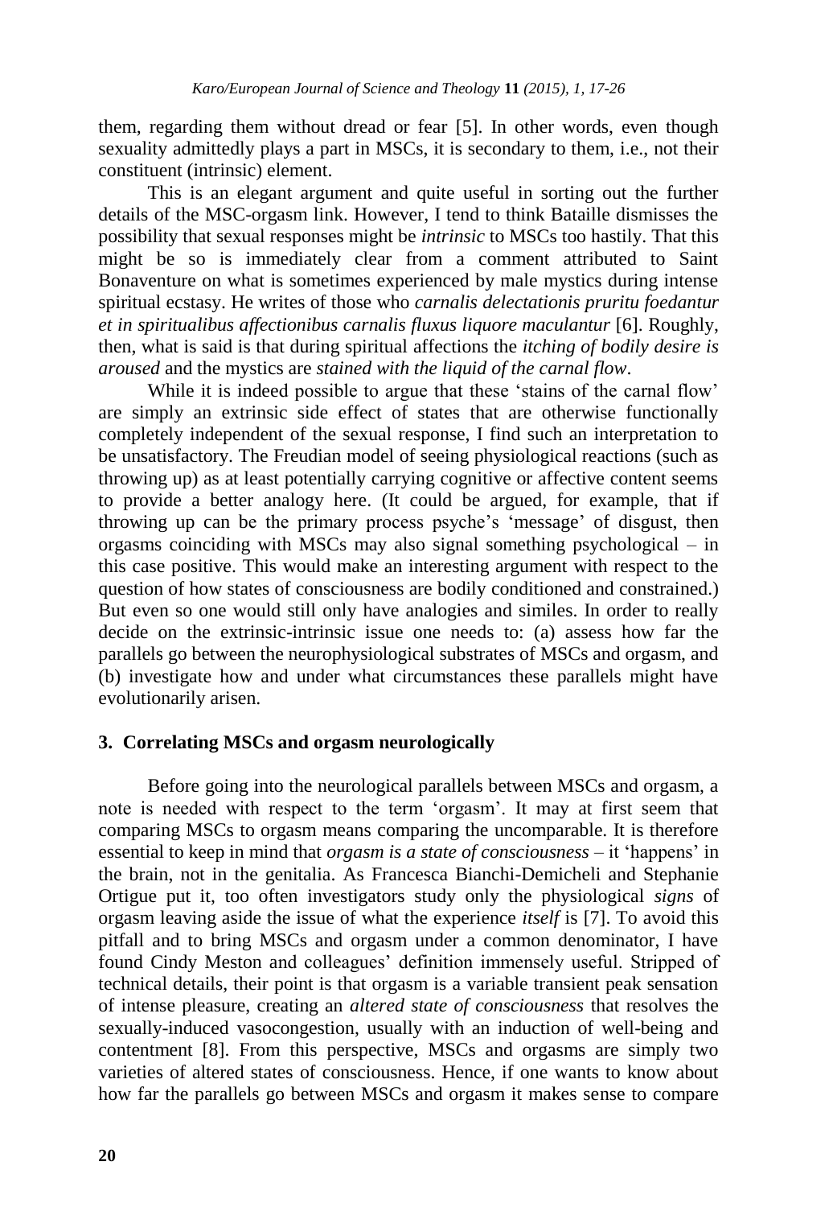them, regarding them without dread or fear [5]. In other words, even though sexuality admittedly plays a part in MSCs, it is secondary to them, i.e., not their constituent (intrinsic) element.

This is an elegant argument and quite useful in sorting out the further details of the MSC-orgasm link. However, I tend to think Bataille dismisses the possibility that sexual responses might be *intrinsic* to MSCs too hastily. That this might be so is immediately clear from a comment attributed to Saint Bonaventure on what is sometimes experienced by male mystics during intense spiritual ecstasy. He writes of those who *carnalis delectationis pruritu foedantur et in spiritualibus affectionibus carnalis fluxus liquore maculantur* [6]. Roughly, then, what is said is that during spiritual affections the *itching of bodily desire is aroused* and the mystics are *stained with the liquid of the carnal flow*.

While it is indeed possible to argue that these 'stains of the carnal flow' are simply an extrinsic side effect of states that are otherwise functionally completely independent of the sexual response, I find such an interpretation to be unsatisfactory. The Freudian model of seeing physiological reactions (such as throwing up) as at least potentially carrying cognitive or affective content seems to provide a better analogy here. (It could be argued, for example, that if throwing up can be the primary process psyche's 'message' of disgust, then orgasms coinciding with MSCs may also signal something psychological – in this case positive. This would make an interesting argument with respect to the question of how states of consciousness are bodily conditioned and constrained.) But even so one would still only have analogies and similes. In order to really decide on the extrinsic-intrinsic issue one needs to: (a) assess how far the parallels go between the neurophysiological substrates of MSCs and orgasm, and (b) investigate how and under what circumstances these parallels might have evolutionarily arisen.

## 3. Correlating MSCs and orgasm neurologically

Before going into the neurological parallels between MSCs and orgasm, a note is needed with respect to the term 'orgasm'. It may at first seem that comparing MSCs to orgasm means comparing the uncomparable. It is therefore essential to keep in mind that *orgasm is a state of consciousness* – it 'happens' in the brain, not in the genitalia. As Francesca Bianchi-Demicheli and Stephanie Ortigue put it, too often investigators study only the physiological *signs* of orgasm leaving aside the issue of what the experience *itself* is [7]. To avoid this pitfall and to bring MSCs and orgasm under a common denominator, I have found Cindy Meston and colleagues' definition immensely useful. Stripped of technical details, their point is that orgasm is a variable transient peak sensation of intense pleasure, creating an *altered state of consciousness* that resolves the sexually-induced vasocongestion, usually with an induction of well-being and contentment [8]. From this perspective, MSCs and orgasms are simply two varieties of altered states of consciousness. Hence, if one wants to know about how far the parallels go between MSCs and orgasm it makes sense to compare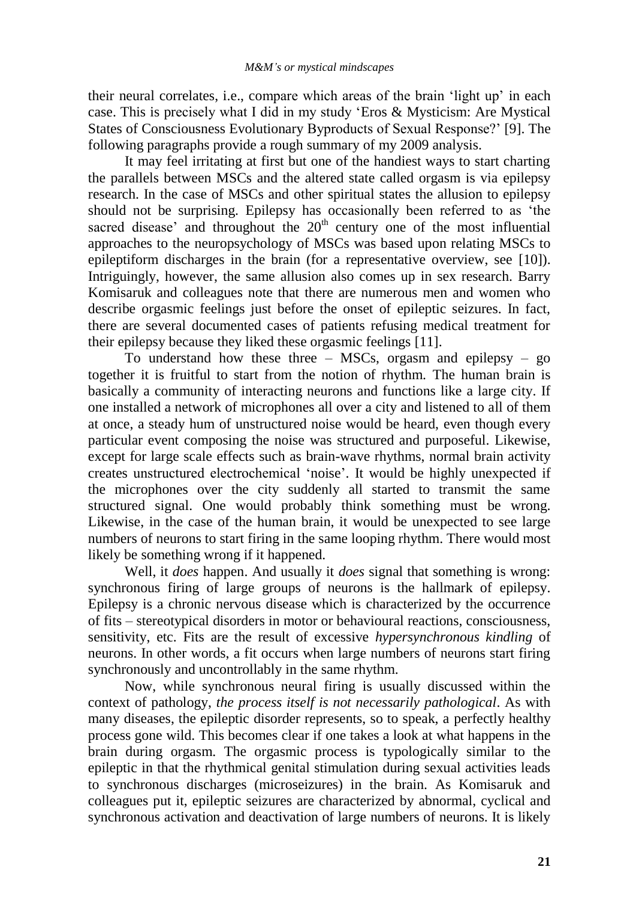their neural correlates, i.e., compare which areas of the brain 'light up' in each case. This is precisely what I did in my study 'Eros & Mysticism: Are Mystical States of Consciousness Evolutionary Byproducts of Sexual Response?' [9]. The following paragraphs provide a rough summary of my 2009 analysis.

It may feel irritating at first but one of the handiest ways to start charting the parallels between MSCs and the altered state called orgasm is via epilepsy research. In the case of MSCs and other spiritual states the allusion to epilepsy should not be surprising. Epilepsy has occasionally been referred to as 'the sacred disease' and throughout the 20th century one of the most influential approaches to the neuropsychology of MSCs was based upon relating MSCs to epileptiform discharges in the brain (for a representative overview, see [10]). Intriguingly, however, the same allusion also comes up in sex research. Barry Komisaruk and colleagues note that there are numerous men and women who describe orgasmic feelings just before the onset of epileptic seizures. In fact, there are several documented cases of patients refusing medical treatment for their epilepsy because they liked these orgasmic feelings [11].

To understand how these three – MSCs, orgasm and epilepsy – go together it is fruitful to start from the notion of rhythm. The human brain is basically a community of interacting neurons and functions like a large city. If one installed a network of microphones all over a city and listened to all of them at once, a steady hum of unstructured noise would be heard, even though every particular event composing the noise was structured and purposeful. Likewise, except for large scale effects such as brain-wave rhythms, normal brain activity creates unstructured electrochemical 'noise'. It would be highly unexpected if the microphones over the city suddenly all started to transmit the same structured signal. One would probably think something must be wrong. Likewise, in the case of the human brain, it would be unexpected to see large numbers of neurons to start firing in the same looping rhythm. There would most likely be something wrong if it happened.

Well, it *does* happen. And usually it *does* signal that something is wrong: synchronous firing of large groups of neurons is the hallmark of epilepsy. Epilepsy is a chronic nervous disease which is characterized by the occurrence of fits – stereotypical disorders in motor or behavioural reactions, consciousness, sensitivity, etc. Fits are the result of excessive *hypersynchronous kindling* of neurons. In other words, a fit occurs when large numbers of neurons start firing synchronously and uncontrollably in the same rhythm.

Now, while synchronous neural firing is usually discussed within the context of pathology, *the process itself is not necessarily pathological*. As with many diseases, the epileptic disorder represents, so to speak, a perfectly healthy process gone wild. This becomes clear if one takes a look at what happens in the brain during orgasm. The orgasmic process is typologically similar to the epileptic in that the rhythmical genital stimulation during sexual activities leads to synchronous discharges (microseizures) in the brain. As Komisaruk and colleagues put it, epileptic seizures are characterized by abnormal, cyclical and synchronous activation and deactivation of large numbers of neurons. It is likely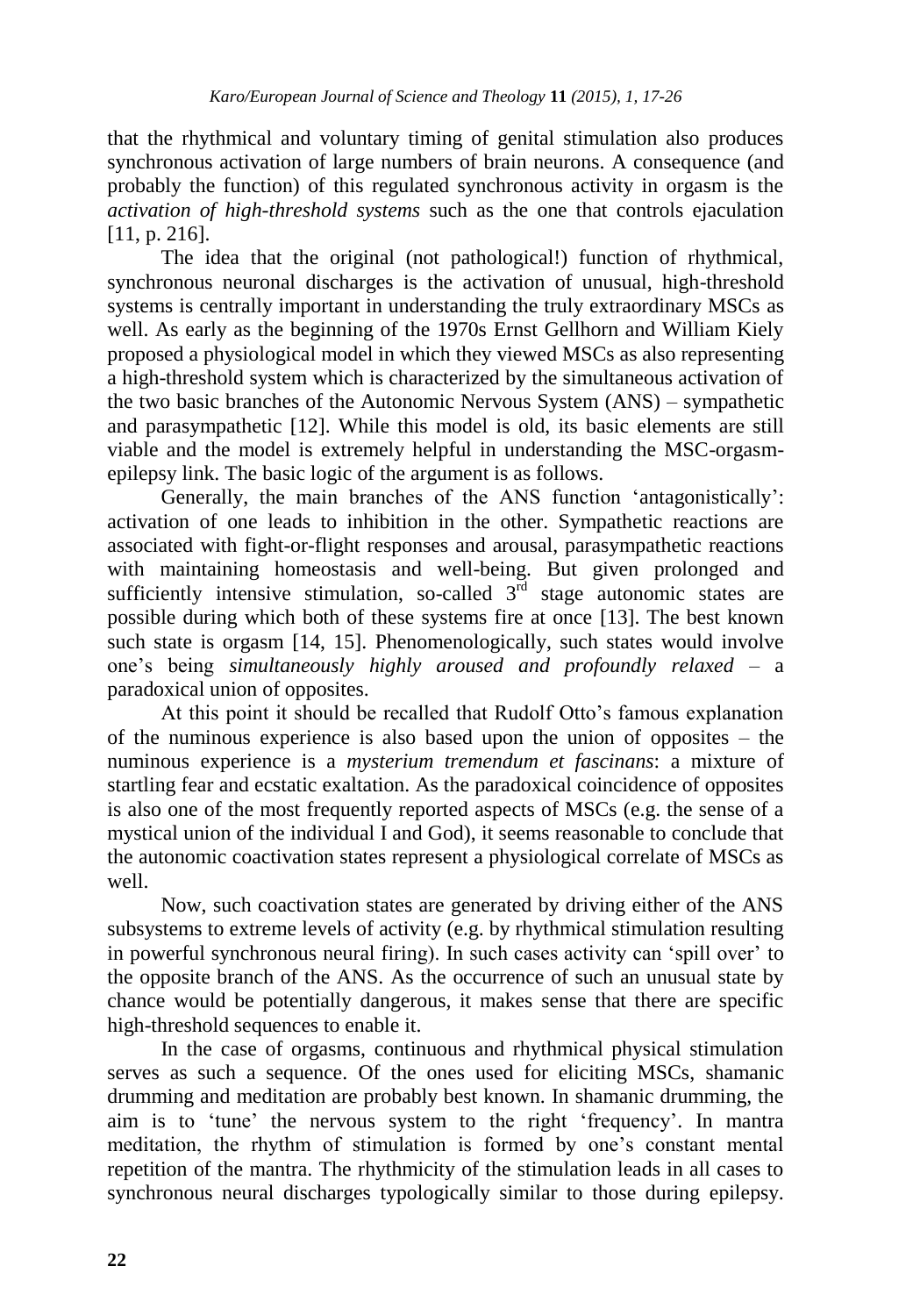that the rhythmical and voluntary timing of genital stimulation also produces synchronous activation of large numbers of brain neurons. A consequence (and probably the function) of this regulated synchronous activity in orgasm is the *activation of high-threshold systems* such as the one that controls ejaculation [11, p. 216].

The idea that the original (not pathological!) function of rhythmical, synchronous neuronal discharges is the activation of unusual, high-threshold systems is centrally important in understanding the truly extraordinary MSCs as well. As early as the beginning of the 1970s Ernst Gellhorn and William Kiely proposed a physiological model in which they viewed MSCs as also representing a high-threshold system which is characterized by the simultaneous activation of the two basic branches of the Autonomic Nervous System (ANS) – sympathetic and parasympathetic [12]. While this model is old, its basic elements are still viable and the model is extremely helpful in understanding the MSC-orgasm-epilepsy link. The basic logic of the argument is as follows.

Generally, the main branches of the ANS function 'antagonistically': activation of one leads to inhibition in the other. Sympathetic reactions are associated with fight-or-flight responses and arousal, parasympathetic reactions with maintaining homeostasis and well-being. But given prolonged and sufficiently intensive stimulation, so-called 3rd stage autonomic states are possible during which both of these systems fire at once [13]. The best known such state is orgasm [14, 15]. Phenomenologically, such states would involve one's being *simultaneously highly aroused and profoundly relaxed* – a paradoxical union of opposites.

At this point it should be recalled that Rudolf Otto's famous explanation of the numinous experience is also based upon the union of opposites – the numinous experience is a *mysterium tremendum et fascinans*: a mixture of startling fear and ecstatic exaltation. As the paradoxical coincidence of opposites is also one of the most frequently reported aspects of MSCs (e.g. the sense of a mystical union of the individual I and God), it seems reasonable to conclude that the autonomic coactivation states represent a physiological correlate of MSCs as well.

Now, such coactivation states are generated by driving either of the ANS subsystems to extreme levels of activity (e.g. by rhythmical stimulation resulting in powerful synchronous neural firing). In such cases activity can 'spill over' to the opposite branch of the ANS. As the occurrence of such an unusual state by chance would be potentially dangerous, it makes sense that there are specific high-threshold sequences to enable it.

In the case of orgasms, continuous and rhythmical physical stimulation serves as such a sequence. Of the ones used for eliciting MSCs, shamanic drumming and meditation are probably best known. In shamanic drumming, the aim is to 'tune' the nervous system to the right 'frequency'. In mantra meditation, the rhythm of stimulation is formed by one's constant mental repetition of the mantra. The rhythmicity of the stimulation leads in all cases to synchronous neural discharges typologically similar to those during epilepsy.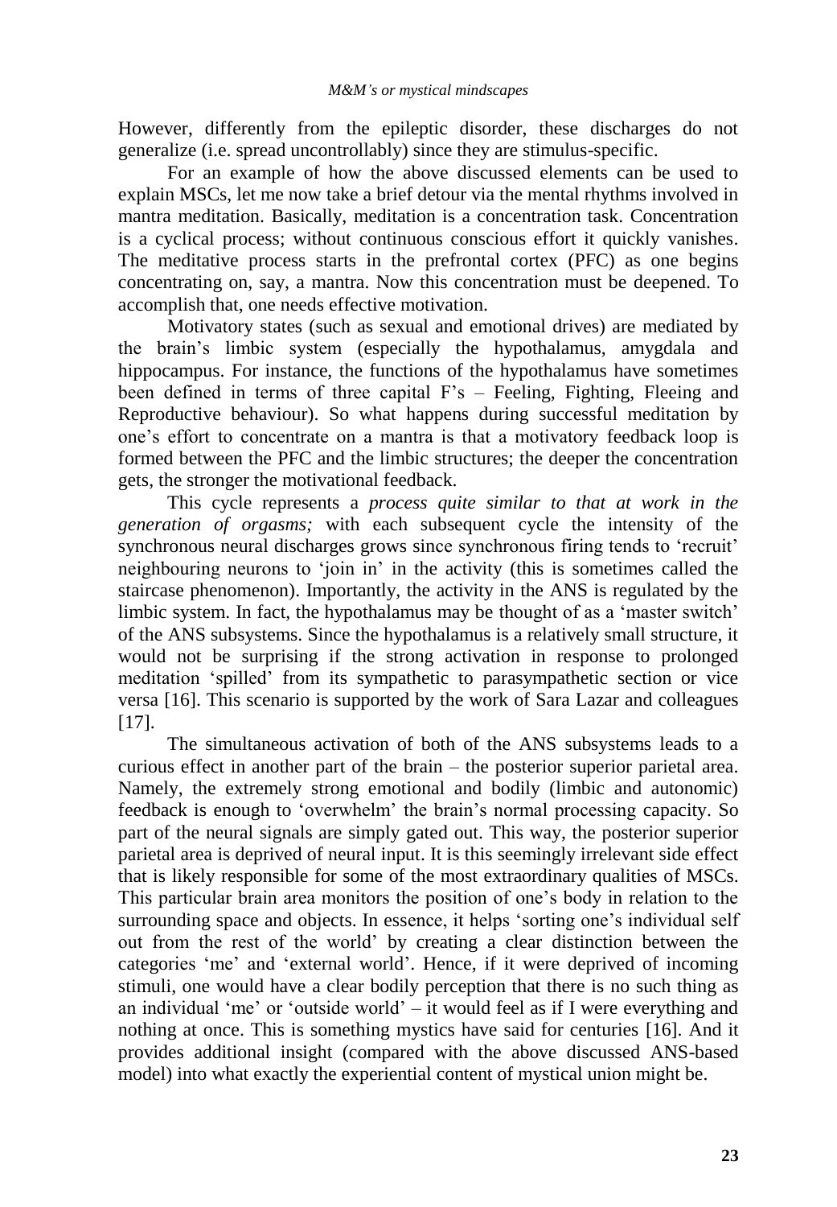However, differently from the epileptic disorder, these discharges do not generalize (i.e. spread uncontrollably) since they are stimulus-specific.

For an example of how the above discussed elements can be used to explain MSCs, let me now take a brief detour via the mental rhythms involved in mantra meditation. Basically, meditation is a concentration task. Concentration is a cyclical process; without continuous conscious effort it quickly vanishes. The meditative process starts in the prefrontal cortex (PFC) as one begins concentrating on, say, a mantra. Now this concentration must be deepened. To accomplish that, one needs effective motivation.

Motivatory states (such as sexual and emotional drives) are mediated by the brain's limbic system (especially the hypothalamus, amygdala and hippocampus. For instance, the functions of the hypothalamus have sometimes been defined in terms of three capital F's – Feeling, Fighting, Fleeing and Reproductive behaviour). So what happens during successful meditation by one's effort to concentrate on a mantra is that a motivatory feedback loop is formed between the PFC and the limbic structures; the deeper the concentration gets, the stronger the motivational feedback.

This cycle represents a *process quite similar to that at work in the generation of orgasms;* with each subsequent cycle the intensity of the synchronous neural discharges grows since synchronous firing tends to 'recruit' neighbouring neurons to 'join in' in the activity (this is sometimes called the staircase phenomenon). Importantly, the activity in the ANS is regulated by the limbic system. In fact, the hypothalamus may be thought of as a 'master switch' of the ANS subsystems. Since the hypothalamus is a relatively small structure, it would not be surprising if the strong activation in response to prolonged meditation 'spilled' from its sympathetic to parasympathetic section or vice versa [16]. This scenario is supported by the work of Sara Lazar and colleagues [17].

The simultaneous activation of both of the ANS subsystems leads to a curious effect in another part of the brain – the posterior superior parietal area. Namely, the extremely strong emotional and bodily (limbic and autonomic) feedback is enough to 'overwhelm' the brain's normal processing capacity. So part of the neural signals are simply gated out. This way, the posterior superior parietal area is deprived of neural input. It is this seemingly irrelevant side effect that is likely responsible for some of the most extraordinary qualities of MSCs. This particular brain area monitors the position of one's body in relation to the surrounding space and objects. In essence, it helps 'sorting one's individual self out from the rest of the world' by creating a clear distinction between the categories 'me' and 'external world'. Hence, if it were deprived of incoming stimuli, one would have a clear bodily perception that there is no such thing as an individual 'me' or 'outside world' – it would feel as if I were everything and nothing at once. This is something mystics have said for centuries [16]. And it provides additional insight (compared with the above discussed ANS-based model) into what exactly the experiential content of mystical union might be.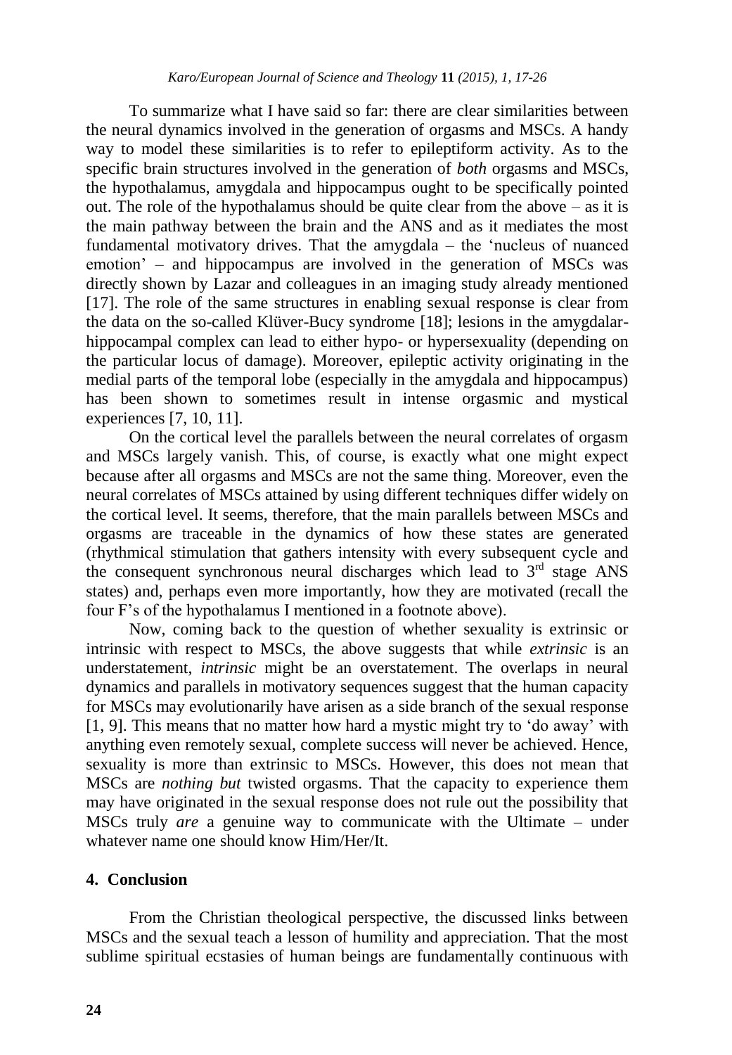To summarize what I have said so far: there are clear similarities between the neural dynamics involved in the generation of orgasms and MSCs. A handy way to model these similarities is to refer to epileptiform activity. As to the specific brain structures involved in the generation of *both* orgasms and MSCs, the hypothalamus, amygdala and hippocampus ought to be specifically pointed out. The role of the hypothalamus should be quite clear from the above – as it is the main pathway between the brain and the ANS and as it mediates the most fundamental motivatory drives. That the amygdala – the 'nucleus of nuanced emotion' – and hippocampus are involved in the generation of MSCs was directly shown by Lazar and colleagues in an imaging study already mentioned [17]. The role of the same structures in enabling sexual response is clear from the data on the so-called Klüver-Bucy syndrome [18]; lesions in the amygdalar-hippocampal complex can lead to either hypo- or hypersexuality (depending on the particular locus of damage). Moreover, epileptic activity originating in the medial parts of the temporal lobe (especially in the amygdala and hippocampus) has been shown to sometimes result in intense orgasmic and mystical experiences [7, 10, 11].

On the cortical level the parallels between the neural correlates of orgasm and MSCs largely vanish. This, of course, is exactly what one might expect because after all orgasms and MSCs are not the same thing. Moreover, even the neural correlates of MSCs attained by using different techniques differ widely on the cortical level. It seems, therefore, that the main parallels between MSCs and orgasms are traceable in the dynamics of how these states are generated (rhythmical stimulation that gathers intensity with every subsequent cycle and the consequent synchronous neural discharges which lead to 3rd stage ANS states) and, perhaps even more importantly, how they are motivated (recall the four F's of the hypothalamus I mentioned in a footnote above).

Now, coming back to the question of whether sexuality is extrinsic or intrinsic with respect to MSCs, the above suggests that while *extrinsic* is an understatement, *intrinsic* might be an overstatement. The overlaps in neural dynamics and parallels in motivatory sequences suggest that the human capacity for MSCs may evolutionarily have arisen as a side branch of the sexual response [1, 9]. This means that no matter how hard a mystic might try to 'do away' with anything even remotely sexual, complete success will never be achieved. Hence, sexuality is more than extrinsic to MSCs. However, this does not mean that MSCs are *nothing but* twisted orgasms. That the capacity to experience them may have originated in the sexual response does not rule out the possibility that MSCs truly *are* a genuine way to communicate with the Ultimate – under whatever name one should know Him/Her/It.

## 4. Conclusion

From the Christian theological perspective, the discussed links between MSCs and the sexual teach a lesson of humility and appreciation. That the most sublime spiritual ecstasies of human beings are fundamentally continuous with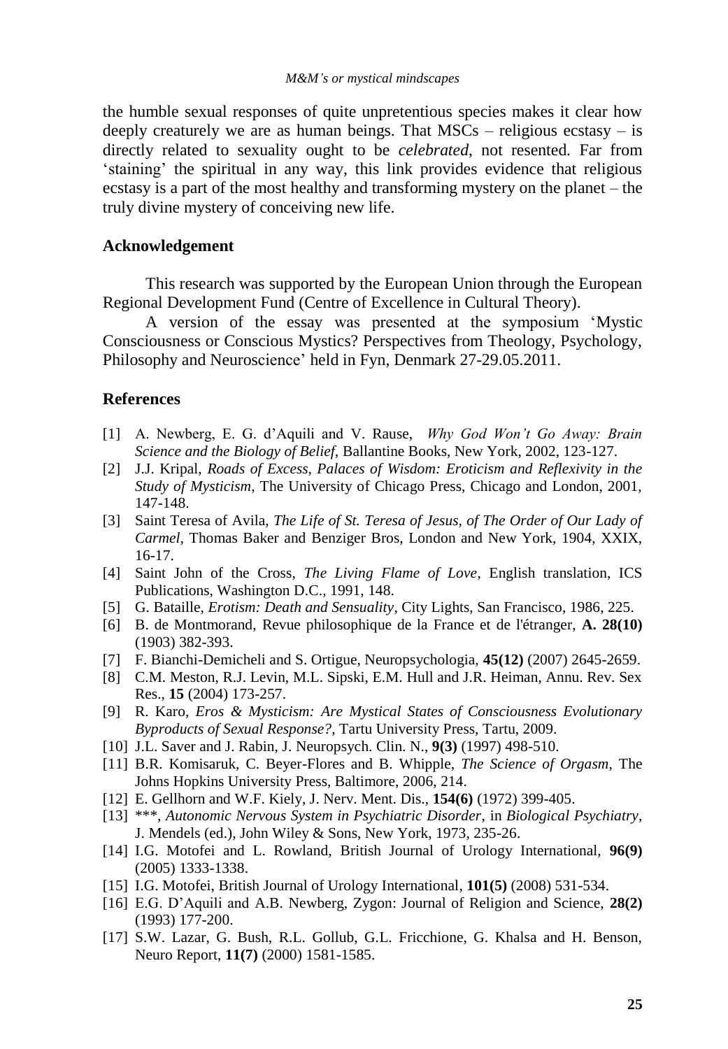the humble sexual responses of quite unpretentious species makes it clear how deeply creaturely we are as human beings. That MSCs – religious ecstasy – is directly related to sexuality ought to be *celebrated*, not resented. Far from 'staining' the spiritual in any way, this link provides evidence that religious ecstasy is a part of the most healthy and transforming mystery on the planet – the truly divine mystery of conceiving new life.

## Acknowledgement

This research was supported by the European Union through the European Regional Development Fund (Centre of Excellence in Cultural Theory).

A version of the essay was presented at the symposium 'Mystic Consciousness or Conscious Mystics? Perspectives from Theology, Psychology, Philosophy and Neuroscience' held in Fyn, Denmark 27-29.05.2011.

## References

[1] A. Newberg, E. G. d'Aquili and V. Rause, *Why God Won't Go Away: Brain Science and the Biology of Belief*, Ballantine Books, New York, 2002, 123-127.

[2] J.J. Kripal, *Roads of Excess, Palaces of Wisdom: Eroticism and Reflexivity in the Study of Mysticism*, The University of Chicago Press, Chicago and London, 2001, 147-148.

[3] Saint Teresa of Avila, *The Life of St. Teresa of Jesus, of The Order of Our Lady of Carmel*, Thomas Baker and Benziger Bros, London and New York, 1904, XXIX, 16-17.

[4] Saint John of the Cross, *The Living Flame of Love*, English translation, ICS Publications, Washington D.C., 1991, 148.

[5] G. Bataille, *Erotism: Death and Sensuality*, City Lights, San Francisco, 1986, 225.

[6] B. de Montmorand, Revue philosophique de la France et de l'étranger, **A. 28(10)** (1903) 382-393.

[7] F. Bianchi-Demicheli and S. Ortigue, Neuropsychologia, **45(12)** (2007) 2645-2659.

[8] C.M. Meston, R.J. Levin, M.L. Sipski, E.M. Hull and J.R. Heiman, Annu. Rev. Sex Res., **15** (2004) 173-257.

[9] R. Karo, *Eros & Mysticism: Are Mystical States of Consciousness Evolutionary Byproducts of Sexual Response?*, Tartu University Press, Tartu, 2009.

[10] J.L. Saver and J. Rabin, J. Neuropsych. Clin. N., **9(3)** (1997) 498-510.

[11] B.R. Komisaruk, C. Beyer-Flores and B. Whipple, *The Science of Orgasm*, The Johns Hopkins University Press, Baltimore, 2006, 214.

[12] E. Gellhorn and W.F. Kiely, J. Nerv. Ment. Dis., **154(6)** (1972) 399-405.

[13] ***, *Autonomic Nervous System in Psychiatric Disorder*, in *Biological Psychiatry*, J. Mendels (ed.), John Wiley & Sons, New York, 1973, 235-26.

[14] I.G. Motofei and L. Rowland, British Journal of Urology International, **96(9)** (2005) 1333-1338.

[15] I.G. Motofei, British Journal of Urology International, **101(5)** (2008) 531-534.

[16] E.G. D'Aquili and A.B. Newberg, Zygon: Journal of Religion and Science, **28(2)** (1993) 177-200.

[17] S.W. Lazar, G. Bush, R.L. Gollub, G.L. Fricchione, G. Khalsa and H. Benson, Neuro Report, **11(7)** (2000) 1581-1585.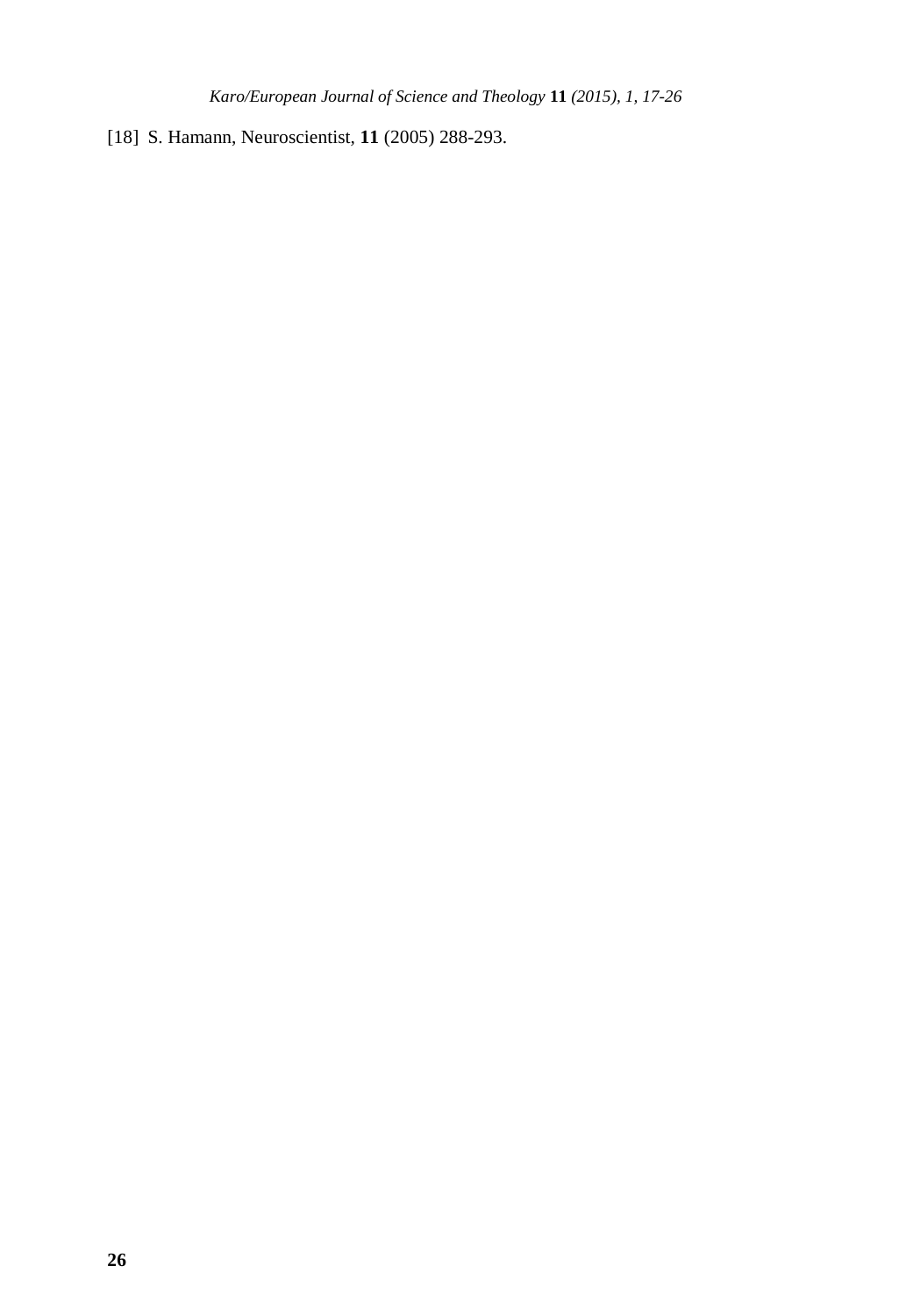[18] S. Hamann, Neuroscientist, **11** (2005) 288-293.